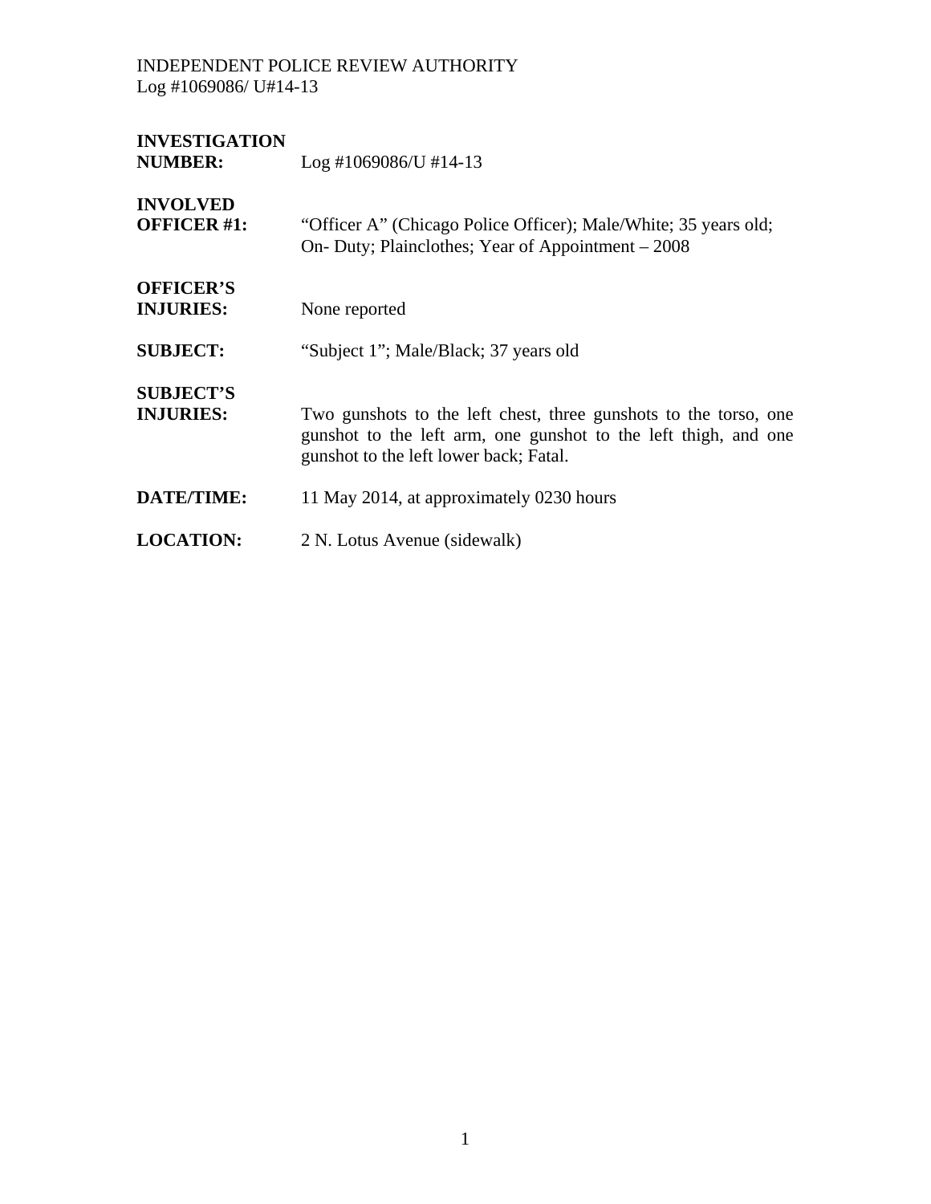INDEPENDENT POLICE REVIEW AUTHORITY
Log #1069086/ U#14-13

**INVESTIGATION NUMBER:** Log #1069086/U #14-13

**INVOLVED OFFICER #1:** "Officer A" (Chicago Police Officer); Male/White; 35 years old; On- Duty; Plainclothes; Year of Appointment – 2008

**OFFICER'S INJURIES:** None reported

**SUBJECT:** "Subject 1"; Male/Black; 37 years old

**SUBJECT'S INJURIES:** Two gunshots to the left chest, three gunshots to the torso, one gunshot to the left arm, one gunshot to the left thigh, and one gunshot to the left lower back; Fatal.

**DATE/TIME:** 11 May 2014, at approximately 0230 hours

**LOCATION:** 2 N. Lotus Avenue (sidewalk)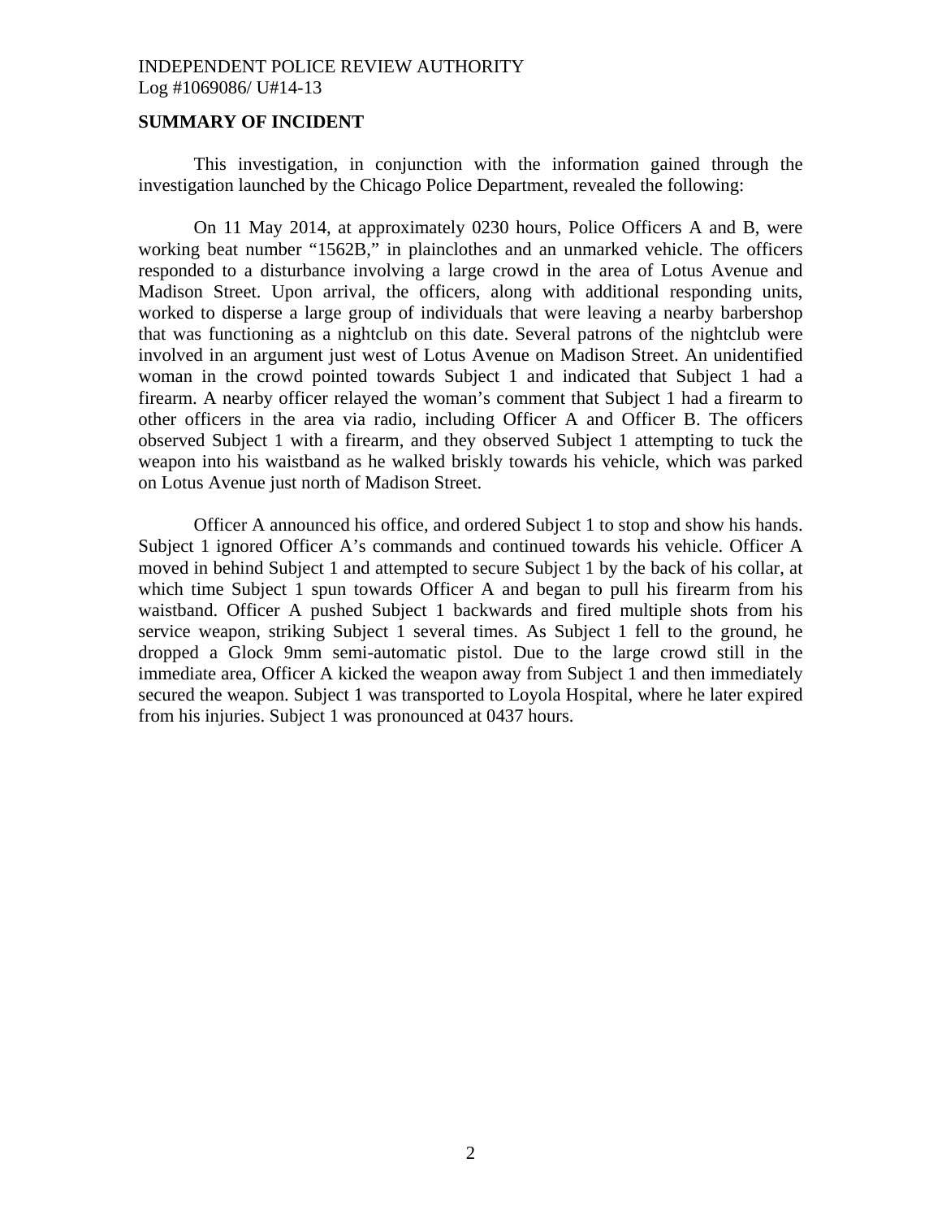INDEPENDENT POLICE REVIEW AUTHORITY
Log #1069086/ U#14-13

**SUMMARY OF INCIDENT**

This investigation, in conjunction with the information gained through the investigation launched by the Chicago Police Department, revealed the following:

On 11 May 2014, at approximately 0230 hours, Police Officers A and B, were working beat number "1562B," in plainclothes and an unmarked vehicle. The officers responded to a disturbance involving a large crowd in the area of Lotus Avenue and Madison Street. Upon arrival, the officers, along with additional responding units, worked to disperse a large group of individuals that were leaving a nearby barbershop that was functioning as a nightclub on this date. Several patrons of the nightclub were involved in an argument just west of Lotus Avenue on Madison Street. An unidentified woman in the crowd pointed towards Subject 1 and indicated that Subject 1 had a firearm. A nearby officer relayed the woman's comment that Subject 1 had a firearm to other officers in the area via radio, including Officer A and Officer B. The officers observed Subject 1 with a firearm, and they observed Subject 1 attempting to tuck the weapon into his waistband as he walked briskly towards his vehicle, which was parked on Lotus Avenue just north of Madison Street.

Officer A announced his office, and ordered Subject 1 to stop and show his hands. Subject 1 ignored Officer A's commands and continued towards his vehicle. Officer A moved in behind Subject 1 and attempted to secure Subject 1 by the back of his collar, at which time Subject 1 spun towards Officer A and began to pull his firearm from his waistband. Officer A pushed Subject 1 backwards and fired multiple shots from his service weapon, striking Subject 1 several times. As Subject 1 fell to the ground, he dropped a Glock 9mm semi-automatic pistol. Due to the large crowd still in the immediate area, Officer A kicked the weapon away from Subject 1 and then immediately secured the weapon. Subject 1 was transported to Loyola Hospital, where he later expired from his injuries. Subject 1 was pronounced at 0437 hours.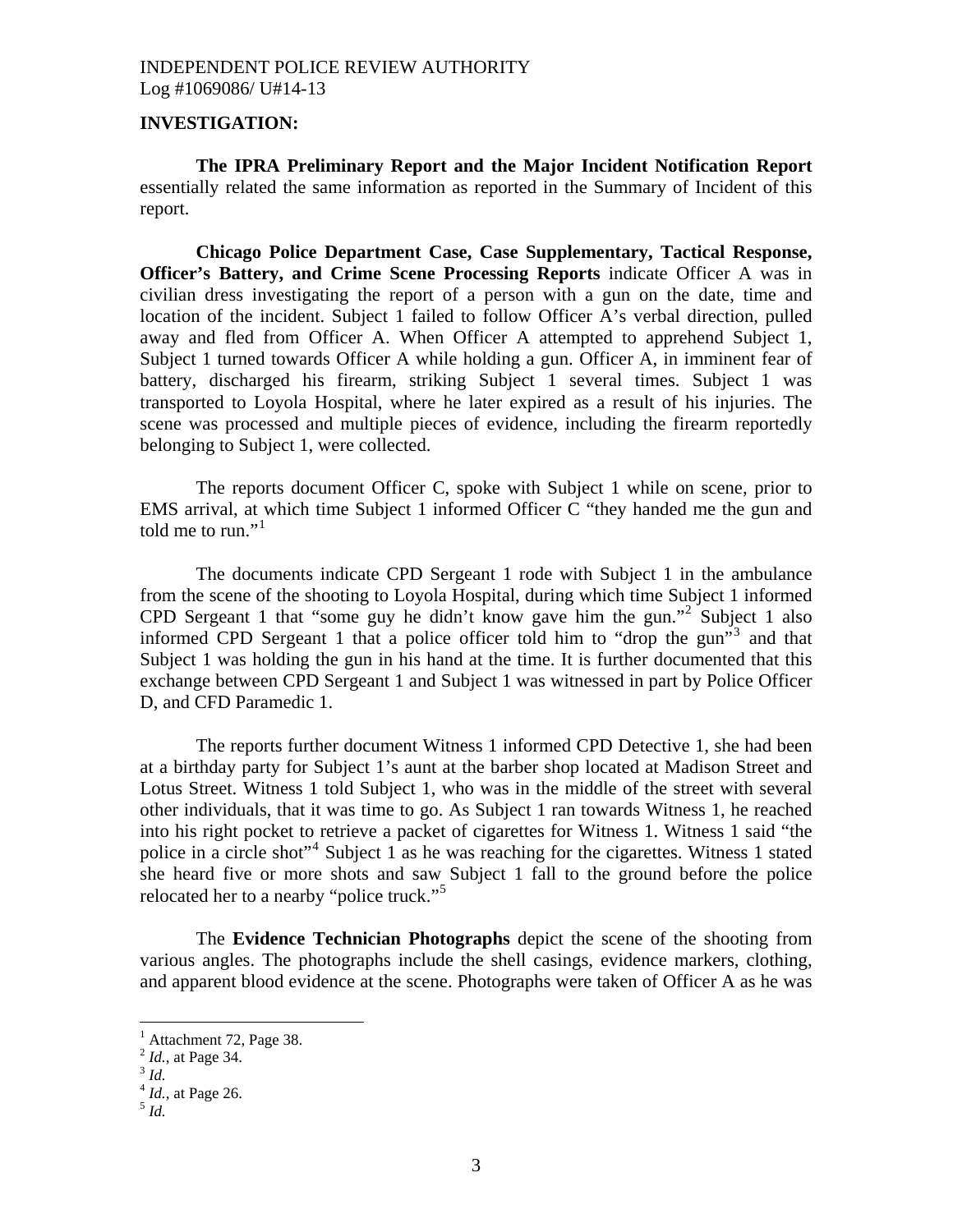**INVESTIGATION:**

**The IPRA Preliminary Report and the Major Incident Notification Report** essentially related the same information as reported in the Summary of Incident of this report.

**Chicago Police Department Case, Case Supplementary, Tactical Response, Officer's Battery, and Crime Scene Processing Reports** indicate Officer A was in civilian dress investigating the report of a person with a gun on the date, time and location of the incident. Subject 1 failed to follow Officer A's verbal direction, pulled away and fled from Officer A. When Officer A attempted to apprehend Subject 1, Subject 1 turned towards Officer A while holding a gun. Officer A, in imminent fear of battery, discharged his firearm, striking Subject 1 several times. Subject 1 was transported to Loyola Hospital, where he later expired as a result of his injuries. The scene was processed and multiple pieces of evidence, including the firearm reportedly belonging to Subject 1, were collected.

The reports document Officer C, spoke with Subject 1 while on scene, prior to EMS arrival, at which time Subject 1 informed Officer C "they handed me the gun and told me to run."[1]

The documents indicate CPD Sergeant 1 rode with Subject 1 in the ambulance from the scene of the shooting to Loyola Hospital, during which time Subject 1 informed CPD Sergeant 1 that "some guy he didn't know gave him the gun."[2] Subject 1 also informed CPD Sergeant 1 that a police officer told him to "drop the gun"[3] and that Subject 1 was holding the gun in his hand at the time. It is further documented that this exchange between CPD Sergeant 1 and Subject 1 was witnessed in part by Police Officer D, and CFD Paramedic 1.

The reports further document Witness 1 informed CPD Detective 1, she had been at a birthday party for Subject 1's aunt at the barber shop located at Madison Street and Lotus Street. Witness 1 told Subject 1, who was in the middle of the street with several other individuals, that it was time to go. As Subject 1 ran towards Witness 1, he reached into his right pocket to retrieve a packet of cigarettes for Witness 1. Witness 1 said "the police in a circle shot"[4] Subject 1 as he was reaching for the cigarettes. Witness 1 stated she heard five or more shots and saw Subject 1 fall to the ground before the police relocated her to a nearby "police truck."[5]

The **Evidence Technician Photographs** depict the scene of the shooting from various angles. The photographs include the shell casings, evidence markers, clothing, and apparent blood evidence at the scene. Photographs were taken of Officer A as he was

---

[1] Attachment 72, Page 38.
[2] *Id.*, at Page 34.
[3] *Id.*
[4] *Id.*, at Page 26.
[5] *Id.*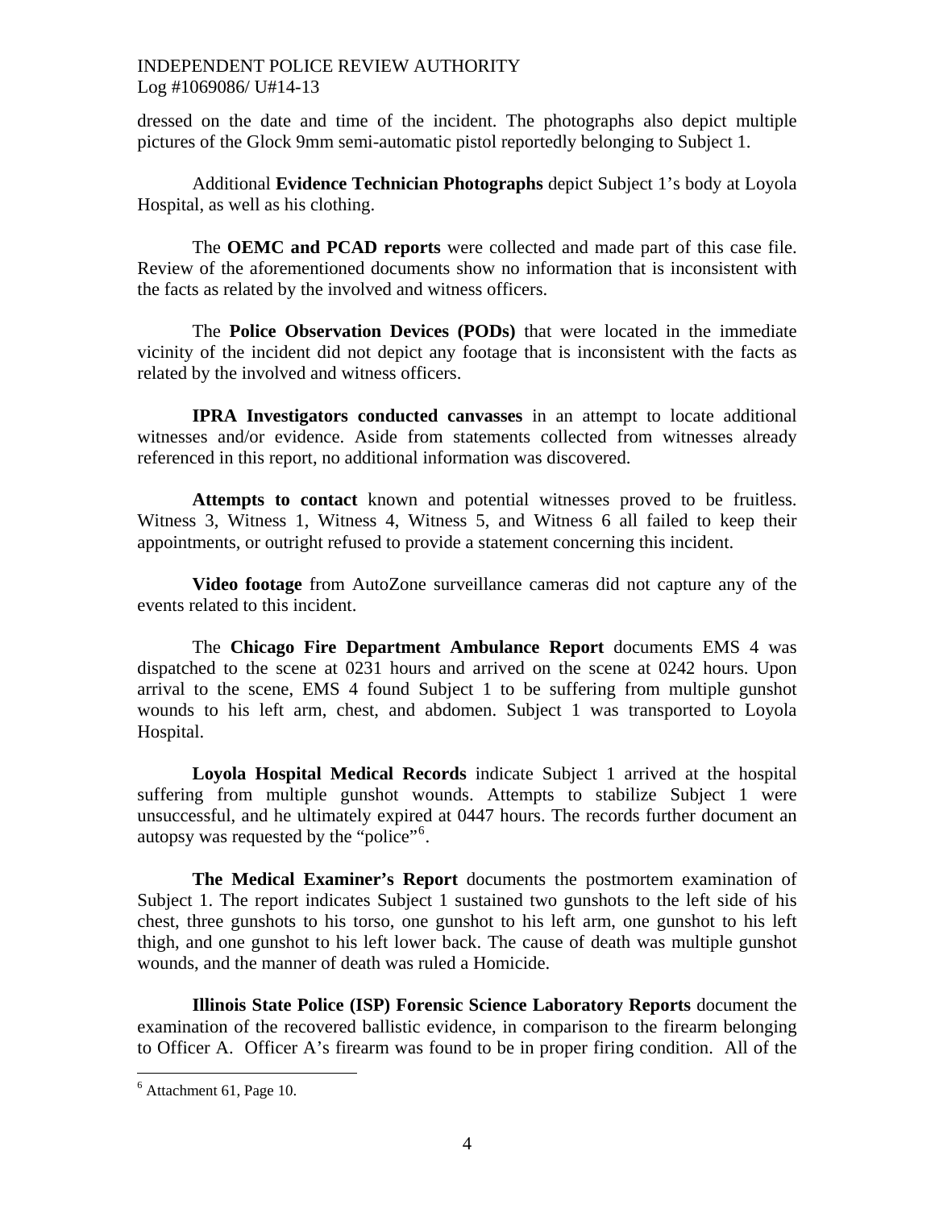dressed on the date and time of the incident. The photographs also depict multiple pictures of the Glock 9mm semi-automatic pistol reportedly belonging to Subject 1.

Additional **Evidence Technician Photographs** depict Subject 1's body at Loyola Hospital, as well as his clothing.

The **OEMC and PCAD reports** were collected and made part of this case file. Review of the aforementioned documents show no information that is inconsistent with the facts as related by the involved and witness officers.

The **Police Observation Devices (PODs)** that were located in the immediate vicinity of the incident did not depict any footage that is inconsistent with the facts as related by the involved and witness officers.

**IPRA Investigators conducted canvasses** in an attempt to locate additional witnesses and/or evidence. Aside from statements collected from witnesses already referenced in this report, no additional information was discovered.

**Attempts to contact** known and potential witnesses proved to be fruitless. Witness 3, Witness 1, Witness 4, Witness 5, and Witness 6 all failed to keep their appointments, or outright refused to provide a statement concerning this incident.

**Video footage** from AutoZone surveillance cameras did not capture any of the events related to this incident.

The **Chicago Fire Department Ambulance Report** documents EMS 4 was dispatched to the scene at 0231 hours and arrived on the scene at 0242 hours. Upon arrival to the scene, EMS 4 found Subject 1 to be suffering from multiple gunshot wounds to his left arm, chest, and abdomen. Subject 1 was transported to Loyola Hospital.

**Loyola Hospital Medical Records** indicate Subject 1 arrived at the hospital suffering from multiple gunshot wounds. Attempts to stabilize Subject 1 were unsuccessful, and he ultimately expired at 0447 hours. The records further document an autopsy was requested by the "police"[6].

**The Medical Examiner's Report** documents the postmortem examination of Subject 1. The report indicates Subject 1 sustained two gunshots to the left side of his chest, three gunshots to his torso, one gunshot to his left arm, one gunshot to his left thigh, and one gunshot to his left lower back. The cause of death was multiple gunshot wounds, and the manner of death was ruled a Homicide.

**Illinois State Police (ISP) Forensic Science Laboratory Reports** document the examination of the recovered ballistic evidence, in comparison to the firearm belonging to Officer A. Officer A's firearm was found to be in proper firing condition. All of the

---

[6] Attachment 61, Page 10.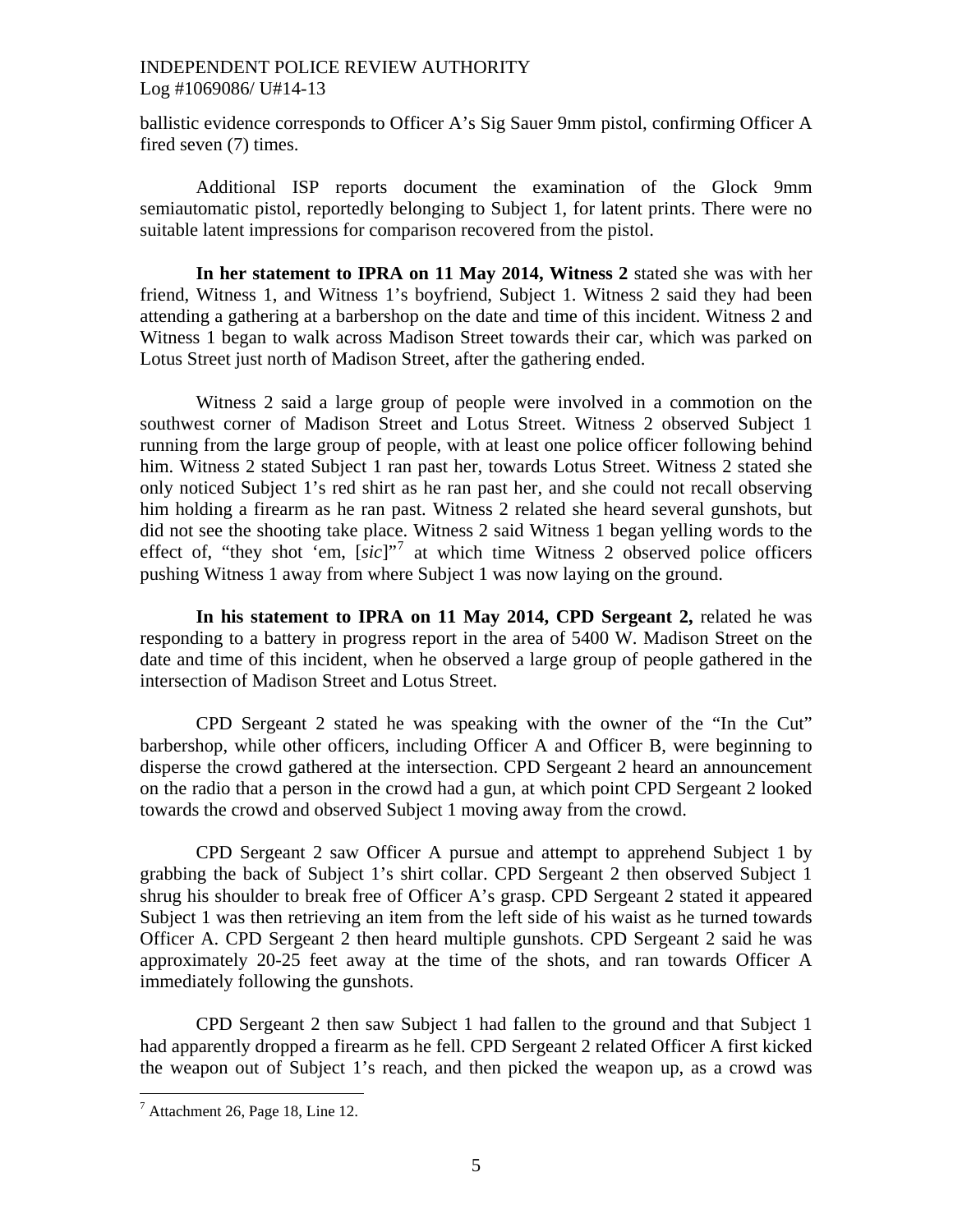ballistic evidence corresponds to Officer A's Sig Sauer 9mm pistol, confirming Officer A fired seven (7) times.

Additional ISP reports document the examination of the Glock 9mm semiautomatic pistol, reportedly belonging to Subject 1, for latent prints. There were no suitable latent impressions for comparison recovered from the pistol.

**In her statement to IPRA on 11 May 2014, Witness 2** stated she was with her friend, Witness 1, and Witness 1's boyfriend, Subject 1. Witness 2 said they had been attending a gathering at a barbershop on the date and time of this incident. Witness 2 and Witness 1 began to walk across Madison Street towards their car, which was parked on Lotus Street just north of Madison Street, after the gathering ended.

Witness 2 said a large group of people were involved in a commotion on the southwest corner of Madison Street and Lotus Street. Witness 2 observed Subject 1 running from the large group of people, with at least one police officer following behind him. Witness 2 stated Subject 1 ran past her, towards Lotus Street. Witness 2 stated she only noticed Subject 1's red shirt as he ran past her, and she could not recall observing him holding a firearm as he ran past. Witness 2 related she heard several gunshots, but did not see the shooting take place. Witness 2 said Witness 1 began yelling words to the effect of, "they shot 'em, [*sic*]"[7] at which time Witness 2 observed police officers pushing Witness 1 away from where Subject 1 was now laying on the ground.

**In his statement to IPRA on 11 May 2014, CPD Sergeant 2,** related he was responding to a battery in progress report in the area of 5400 W. Madison Street on the date and time of this incident, when he observed a large group of people gathered in the intersection of Madison Street and Lotus Street.

CPD Sergeant 2 stated he was speaking with the owner of the "In the Cut" barbershop, while other officers, including Officer A and Officer B, were beginning to disperse the crowd gathered at the intersection. CPD Sergeant 2 heard an announcement on the radio that a person in the crowd had a gun, at which point CPD Sergeant 2 looked towards the crowd and observed Subject 1 moving away from the crowd.

CPD Sergeant 2 saw Officer A pursue and attempt to apprehend Subject 1 by grabbing the back of Subject 1's shirt collar. CPD Sergeant 2 then observed Subject 1 shrug his shoulder to break free of Officer A's grasp. CPD Sergeant 2 stated it appeared Subject 1 was then retrieving an item from the left side of his waist as he turned towards Officer A. CPD Sergeant 2 then heard multiple gunshots. CPD Sergeant 2 said he was approximately 20-25 feet away at the time of the shots, and ran towards Officer A immediately following the gunshots.

CPD Sergeant 2 then saw Subject 1 had fallen to the ground and that Subject 1 had apparently dropped a firearm as he fell. CPD Sergeant 2 related Officer A first kicked the weapon out of Subject 1's reach, and then picked the weapon up, as a crowd was

[7] Attachment 26, Page 18, Line 12.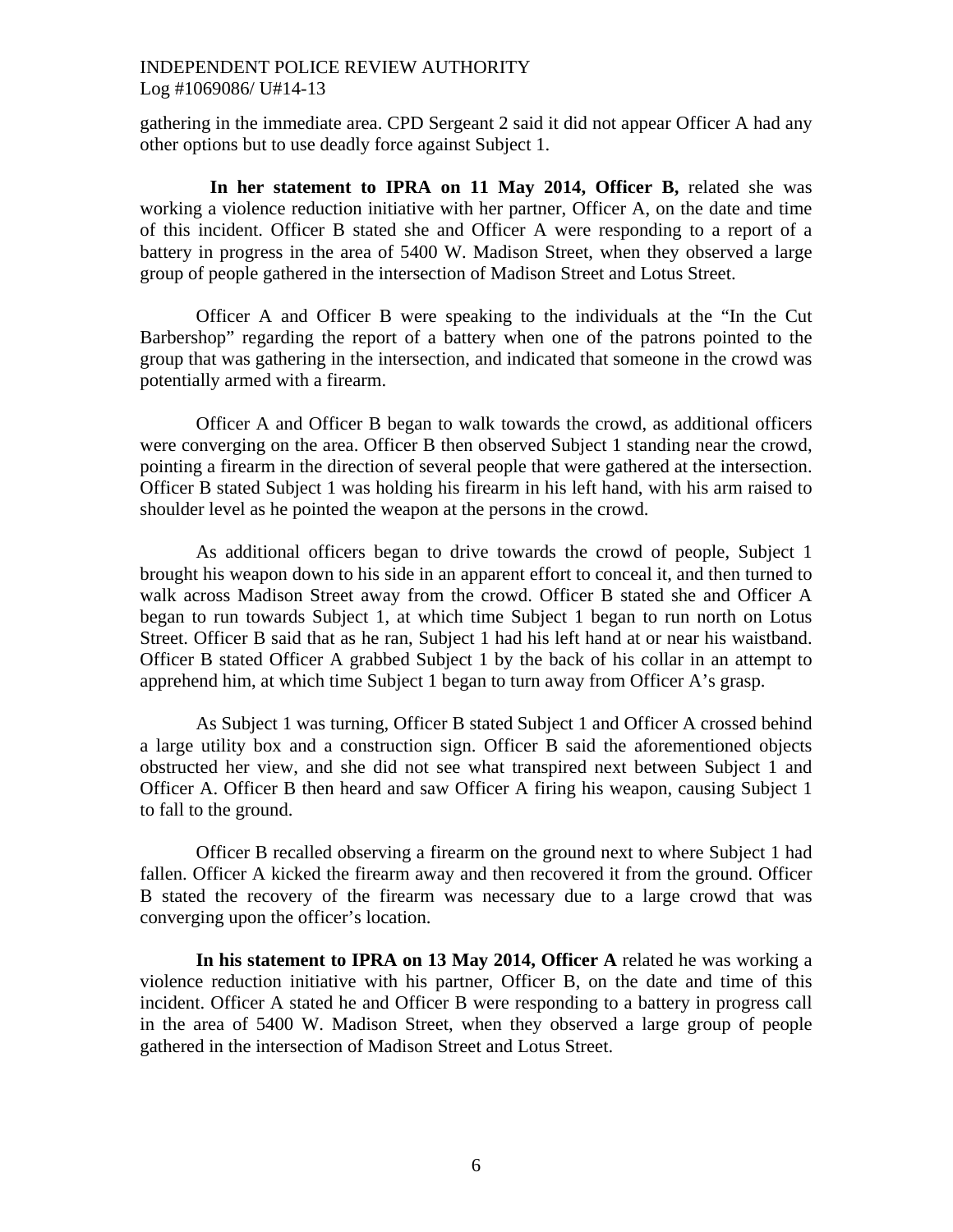gathering in the immediate area. CPD Sergeant 2 said it did not appear Officer A had any other options but to use deadly force against Subject 1.

**In her statement to IPRA on 11 May 2014, Officer B,** related she was working a violence reduction initiative with her partner, Officer A, on the date and time of this incident. Officer B stated she and Officer A were responding to a report of a battery in progress in the area of 5400 W. Madison Street, when they observed a large group of people gathered in the intersection of Madison Street and Lotus Street.

Officer A and Officer B were speaking to the individuals at the "In the Cut Barbershop" regarding the report of a battery when one of the patrons pointed to the group that was gathering in the intersection, and indicated that someone in the crowd was potentially armed with a firearm.

Officer A and Officer B began to walk towards the crowd, as additional officers were converging on the area. Officer B then observed Subject 1 standing near the crowd, pointing a firearm in the direction of several people that were gathered at the intersection. Officer B stated Subject 1 was holding his firearm in his left hand, with his arm raised to shoulder level as he pointed the weapon at the persons in the crowd.

As additional officers began to drive towards the crowd of people, Subject 1 brought his weapon down to his side in an apparent effort to conceal it, and then turned to walk across Madison Street away from the crowd. Officer B stated she and Officer A began to run towards Subject 1, at which time Subject 1 began to run north on Lotus Street. Officer B said that as he ran, Subject 1 had his left hand at or near his waistband. Officer B stated Officer A grabbed Subject 1 by the back of his collar in an attempt to apprehend him, at which time Subject 1 began to turn away from Officer A's grasp.

As Subject 1 was turning, Officer B stated Subject 1 and Officer A crossed behind a large utility box and a construction sign. Officer B said the aforementioned objects obstructed her view, and she did not see what transpired next between Subject 1 and Officer A. Officer B then heard and saw Officer A firing his weapon, causing Subject 1 to fall to the ground.

Officer B recalled observing a firearm on the ground next to where Subject 1 had fallen. Officer A kicked the firearm away and then recovered it from the ground. Officer B stated the recovery of the firearm was necessary due to a large crowd that was converging upon the officer's location.

**In his statement to IPRA on 13 May 2014, Officer A** related he was working a violence reduction initiative with his partner, Officer B, on the date and time of this incident. Officer A stated he and Officer B were responding to a battery in progress call in the area of 5400 W. Madison Street, when they observed a large group of people gathered in the intersection of Madison Street and Lotus Street.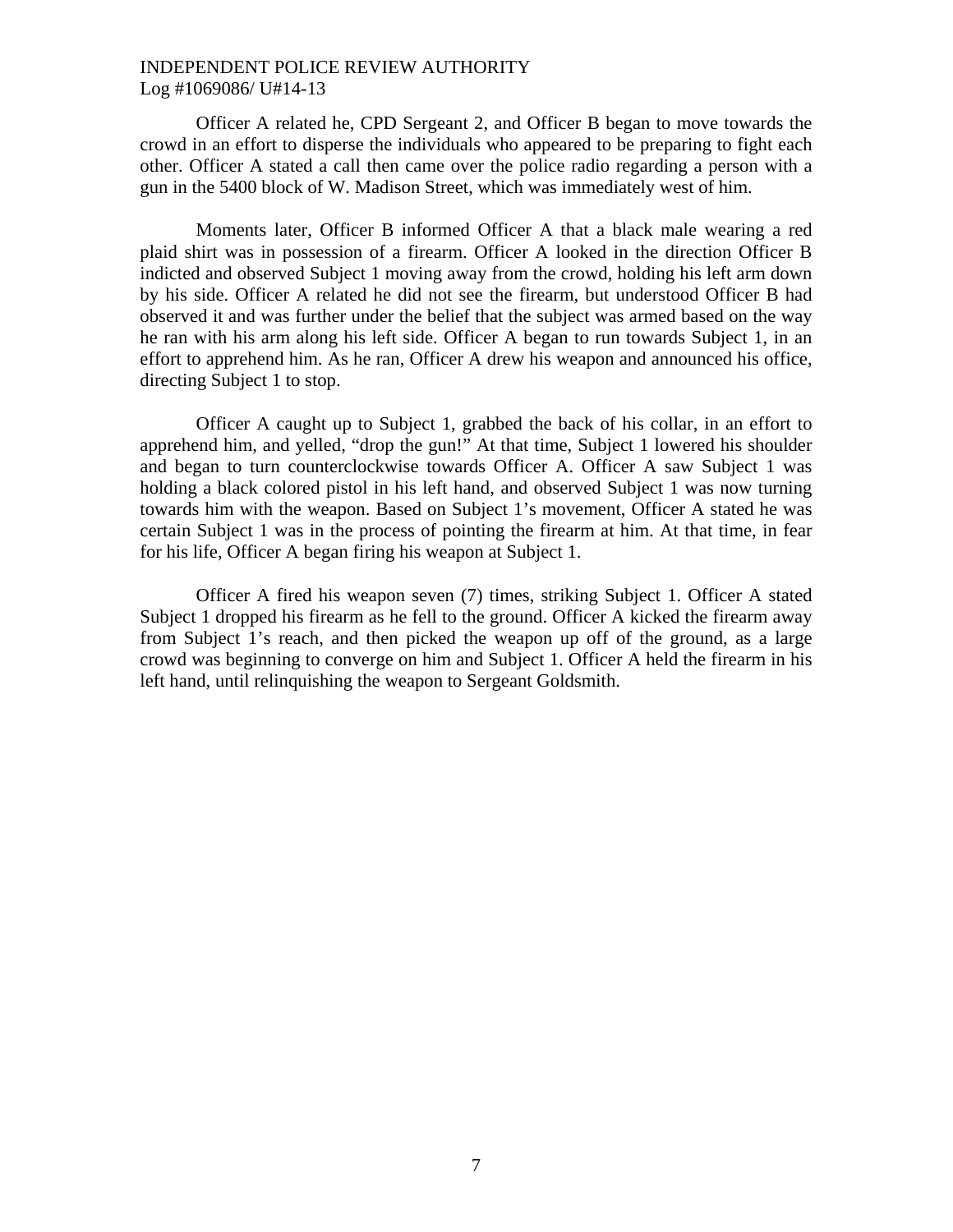Officer A related he, CPD Sergeant 2, and Officer B began to move towards the crowd in an effort to disperse the individuals who appeared to be preparing to fight each other. Officer A stated a call then came over the police radio regarding a person with a gun in the 5400 block of W. Madison Street, which was immediately west of him.

Moments later, Officer B informed Officer A that a black male wearing a red plaid shirt was in possession of a firearm. Officer A looked in the direction Officer B indicted and observed Subject 1 moving away from the crowd, holding his left arm down by his side. Officer A related he did not see the firearm, but understood Officer B had observed it and was further under the belief that the subject was armed based on the way he ran with his arm along his left side. Officer A began to run towards Subject 1, in an effort to apprehend him. As he ran, Officer A drew his weapon and announced his office, directing Subject 1 to stop.

Officer A caught up to Subject 1, grabbed the back of his collar, in an effort to apprehend him, and yelled, "drop the gun!" At that time, Subject 1 lowered his shoulder and began to turn counterclockwise towards Officer A. Officer A saw Subject 1 was holding a black colored pistol in his left hand, and observed Subject 1 was now turning towards him with the weapon. Based on Subject 1's movement, Officer A stated he was certain Subject 1 was in the process of pointing the firearm at him. At that time, in fear for his life, Officer A began firing his weapon at Subject 1.

Officer A fired his weapon seven (7) times, striking Subject 1. Officer A stated Subject 1 dropped his firearm as he fell to the ground. Officer A kicked the firearm away from Subject 1's reach, and then picked the weapon up off of the ground, as a large crowd was beginning to converge on him and Subject 1. Officer A held the firearm in his left hand, until relinquishing the weapon to Sergeant Goldsmith.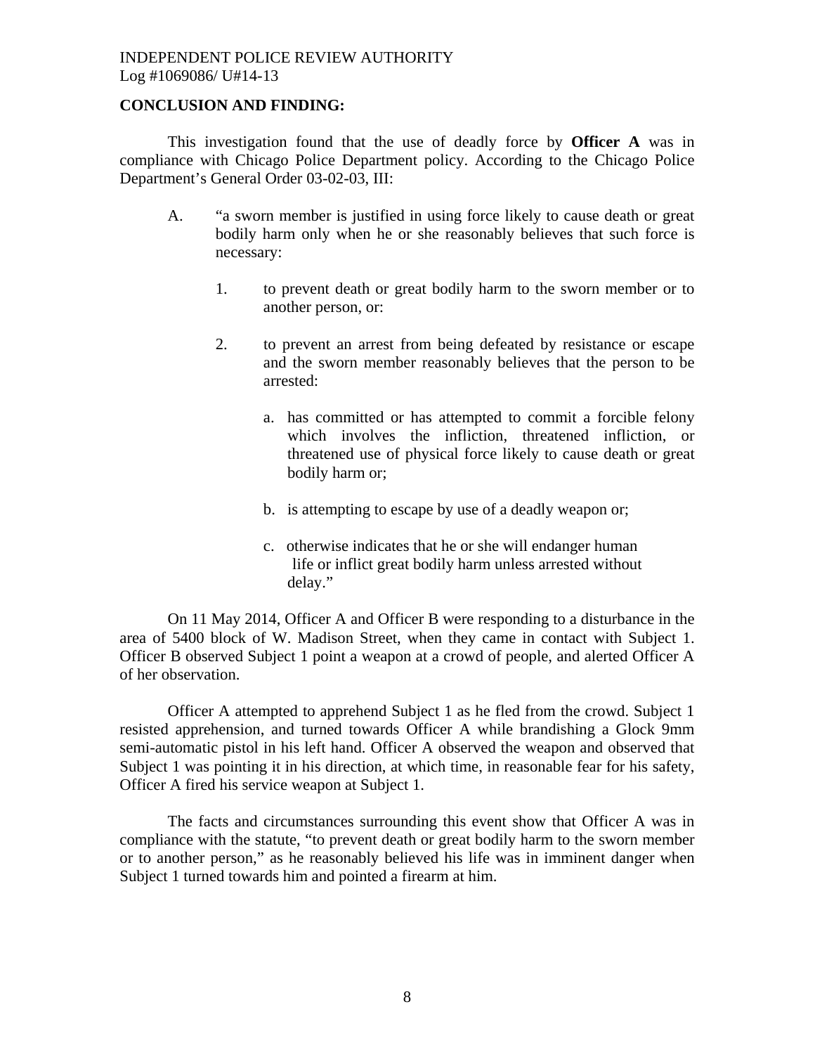INDEPENDENT POLICE REVIEW AUTHORITY
Log #1069086/ U#14-13

**CONCLUSION AND FINDING:**

This investigation found that the use of deadly force by **Officer A** was in compliance with Chicago Police Department policy. According to the Chicago Police Department's General Order 03-02-03, III:

A. "a sworn member is justified in using force likely to cause death or great bodily harm only when he or she reasonably believes that such force is necessary:

1. to prevent death or great bodily harm to the sworn member or to another person, or:

2. to prevent an arrest from being defeated by resistance or escape and the sworn member reasonably believes that the person to be arrested:

   a. has committed or has attempted to commit a forcible felony which involves the infliction, threatened infliction, or threatened use of physical force likely to cause death or great bodily harm or;

   b. is attempting to escape by use of a deadly weapon or;

   c. otherwise indicates that he or she will endanger human life or inflict great bodily harm unless arrested without delay."

On 11 May 2014, Officer A and Officer B were responding to a disturbance in the area of 5400 block of W. Madison Street, when they came in contact with Subject 1. Officer B observed Subject 1 point a weapon at a crowd of people, and alerted Officer A of her observation.

Officer A attempted to apprehend Subject 1 as he fled from the crowd. Subject 1 resisted apprehension, and turned towards Officer A while brandishing a Glock 9mm semi-automatic pistol in his left hand. Officer A observed the weapon and observed that Subject 1 was pointing it in his direction, at which time, in reasonable fear for his safety, Officer A fired his service weapon at Subject 1.

The facts and circumstances surrounding this event show that Officer A was in compliance with the statute, "to prevent death or great bodily harm to the sworn member or to another person," as he reasonably believed his life was in imminent danger when Subject 1 turned towards him and pointed a firearm at him.